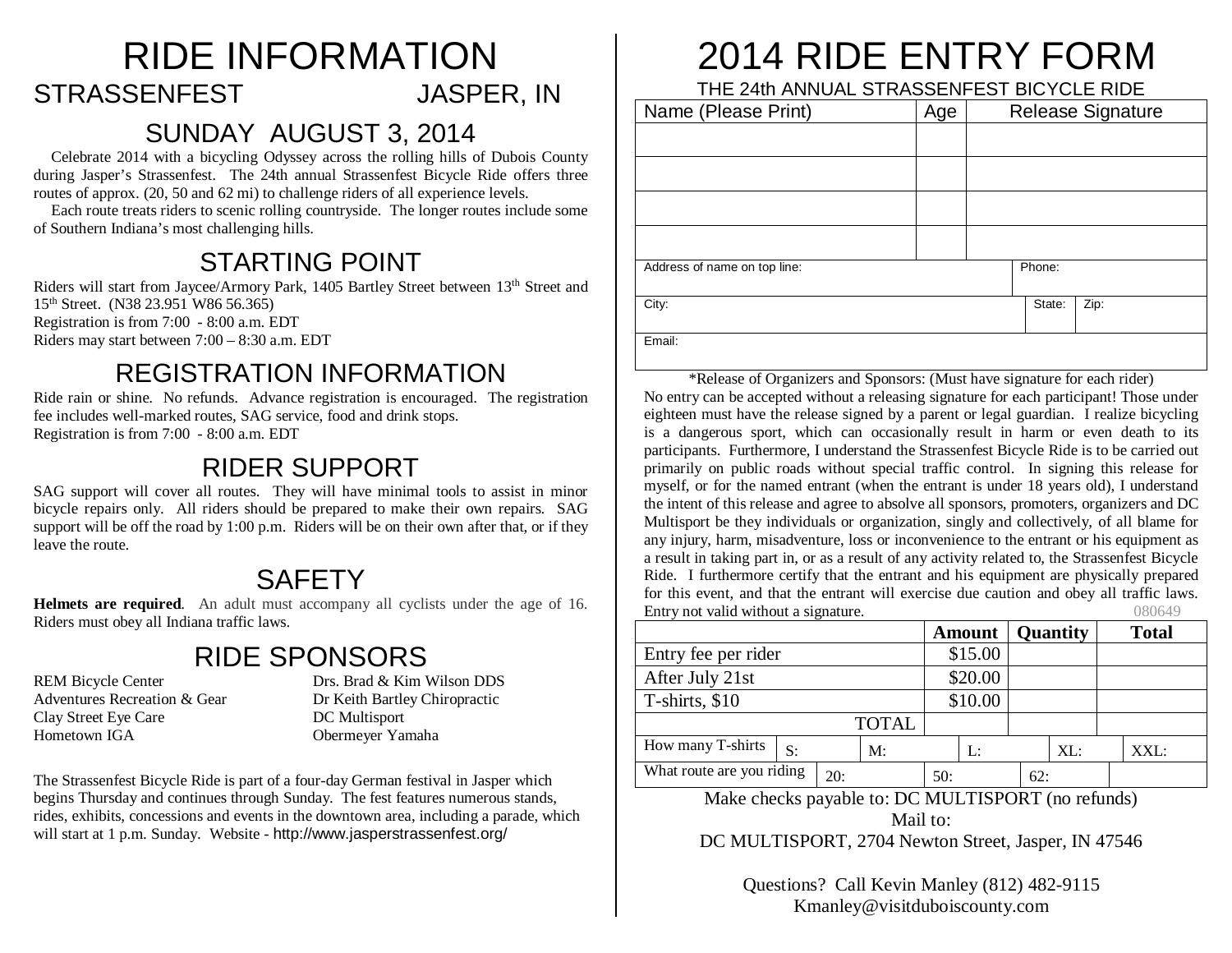# RIDE INFORMATION

## STRASSENFEST JASPER, IN

## SUNDAY AUGUST 3, 2014

Celebrate 2014 with a bicycling Odyssey across the rolling hills of Dubois County during Jasper's Strassenfest. The 24th annual Strassenfest Bicycle Ride offers three routes of approx. (20, 50 and 62 mi) to challenge riders of all experience levels.

Each route treats riders to scenic rolling countryside. The longer routes include some of Southern Indiana's most challenging hills.

## STARTING POINT

Riders will start from Jaycee/Armory Park, 1405 Bartley Street between 13th Street and 15th Street. (N38 23.951 W86 56.365)
Registration is from 7:00 - 8:00 a.m. EDT
Riders may start between 7:00 – 8:30 a.m. EDT

## REGISTRATION INFORMATION

Ride rain or shine. No refunds. Advance registration is encouraged. The registration fee includes well-marked routes, SAG service, food and drink stops.
Registration is from 7:00 - 8:00 a.m. EDT

## RIDER SUPPORT

SAG support will cover all routes. They will have minimal tools to assist in minor bicycle repairs only. All riders should be prepared to make their own repairs. SAG support will be off the road by 1:00 p.m. Riders will be on their own after that, or if they leave the route.

## SAFETY

**Helmets are required**. An adult must accompany all cyclists under the age of 16. Riders must obey all Indiana traffic laws.

## RIDE SPONSORS

REM Bicycle Center
Adventures Recreation & Gear
Clay Street Eye Care
Hometown IGA
Drs. Brad & Kim Wilson DDS
Dr Keith Bartley Chiropractic
DC Multisport
Obermeyer Yamaha

The Strassenfest Bicycle Ride is part of a four-day German festival in Jasper which begins Thursday and continues through Sunday. The fest features numerous stands, rides, exhibits, concessions and events in the downtown area, including a parade, which will start at 1 p.m. Sunday. Website - http://www.jasperstrassenfest.org/

# 2014 RIDE ENTRY FORM

THE 24th ANNUAL STRASSENFEST BICYCLE RIDE

| Name (Please Print) | Age | Release Signature |
|---|---|---|
| | | |
| | | |
| | | |
| | | |

| Address of name on top line: | Phone: | |
|---|---|---|
| City: | State: | Zip: |
| Email: | | |

*Release of Organizers and Sponsors: (Must have signature for each rider)
No entry can be accepted without a releasing signature for each participant! Those under eighteen must have the release signed by a parent or legal guardian. I realize bicycling is a dangerous sport, which can occasionally result in harm or even death to its participants. Furthermore, I understand the Strassenfest Bicycle Ride is to be carried out primarily on public roads without special traffic control. In signing this release for myself, or for the named entrant (when the entrant is under 18 years old), I understand the intent of this release and agree to absolve all sponsors, promoters, organizers and DC Multisport be they individuals or organization, singly and collectively, of all blame for any injury, harm, misadventure, loss or inconvenience to the entrant or his equipment as a result in taking part in, or as a result of any activity related to, the Strassenfest Bicycle Ride. I furthermore certify that the entrant and his equipment are physically prepared for this event, and that the entrant will exercise due caution and obey all traffic laws. Entry not valid without a signature. 080649

| | Amount | Quantity | Total |
|---|---|---|---|
| Entry fee per rider | $15.00 | | |
| After July 21st | $20.00 | | |
| T-shirts, $10 | $10.00 | | |
| TOTAL | | | |

| How many T-shirts | S: | M: | L: | XL: | XXL: |
|---|---|---|---|---|---|
| What route are you riding | 20: | 50: | 62: | | |

Make checks payable to: DC MULTISPORT (no refunds)
Mail to:
DC MULTISPORT, 2704 Newton Street, Jasper, IN 47546

Questions? Call Kevin Manley (812) 482-9115
Kmanley@visitduboiscounty.com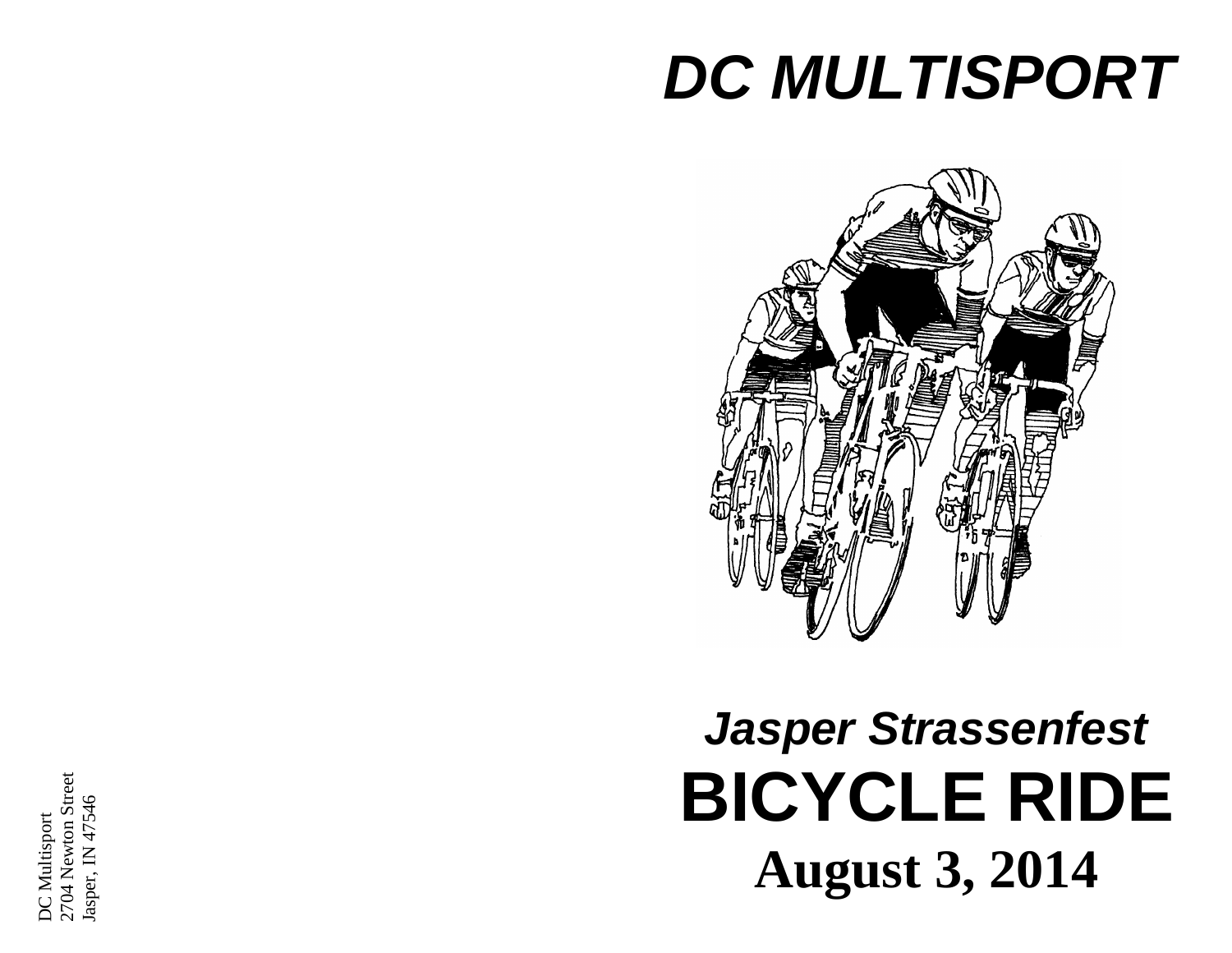DC Multisport
2704 Newton Street
Jasper, IN 47546

# *DC MULTISPORT*

## *Jasper Strassenfest*

# BICYCLE RIDE

## August 3, 2014